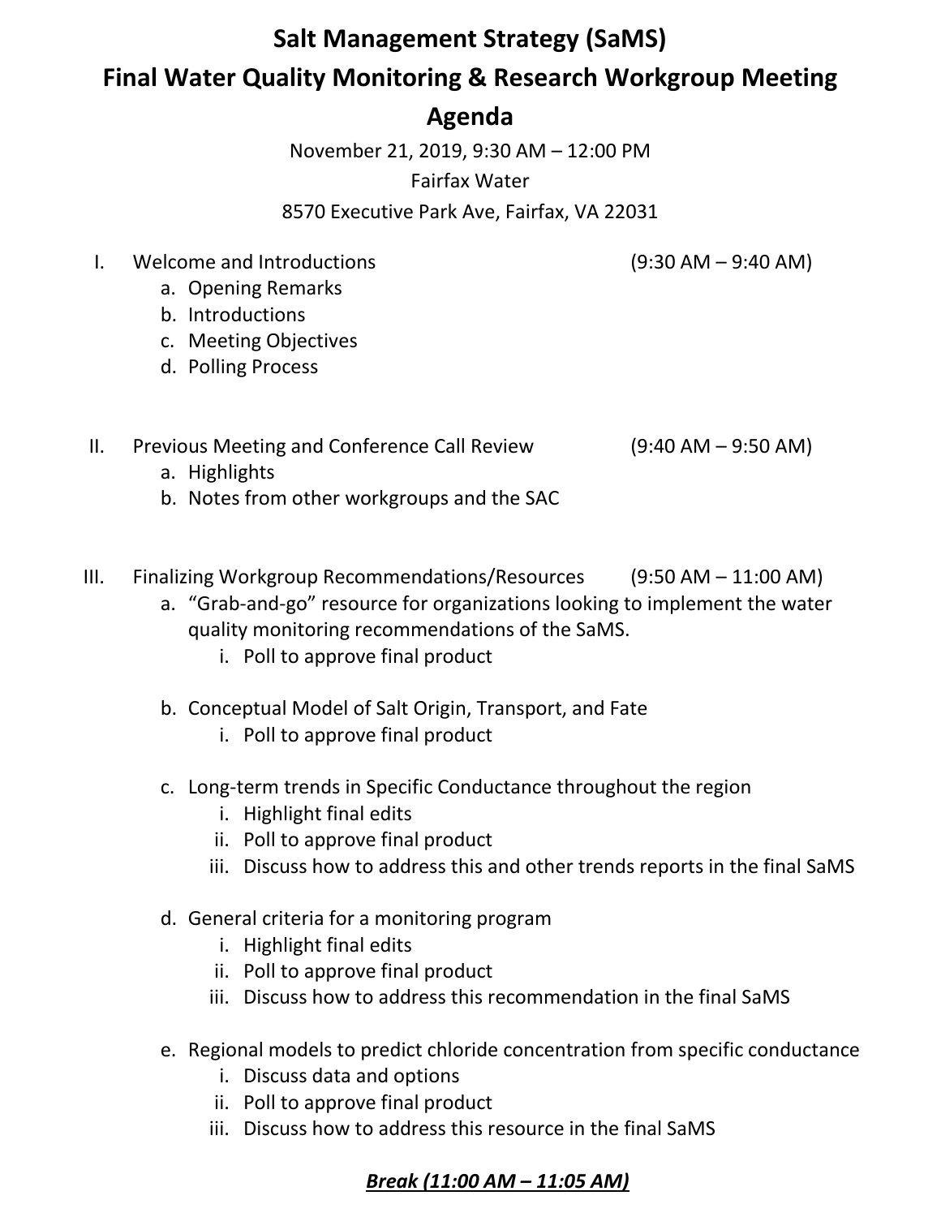# Salt Management Strategy (SaMS)

# Final Water Quality Monitoring & Research Workgroup Meeting

# Agenda

November 21, 2019, 9:30 AM – 12:00 PM
Fairfax Water
8570 Executive Park Ave, Fairfax, VA 22031

I. Welcome and Introductions (9:30 AM – 9:40 AM)
   a. Opening Remarks
   b. Introductions
   c. Meeting Objectives
   d. Polling Process

II. Previous Meeting and Conference Call Review (9:40 AM – 9:50 AM)
   a. Highlights
   b. Notes from other workgroups and the SAC

III. Finalizing Workgroup Recommendations/Resources (9:50 AM – 11:00 AM)
   a. "Grab-and-go" resource for organizations looking to implement the water quality monitoring recommendations of the SaMS.
      i. Poll to approve final product

   b. Conceptual Model of Salt Origin, Transport, and Fate
      i. Poll to approve final product

   c. Long-term trends in Specific Conductance throughout the region
      i. Highlight final edits
      ii. Poll to approve final product
      iii. Discuss how to address this and other trends reports in the final SaMS

   d. General criteria for a monitoring program
      i. Highlight final edits
      ii. Poll to approve final product
      iii. Discuss how to address this recommendation in the final SaMS

   e. Regional models to predict chloride concentration from specific conductance
      i. Discuss data and options
      ii. Poll to approve final product
      iii. Discuss how to address this resource in the final SaMS

***Break (11:00 AM – 11:05 AM)***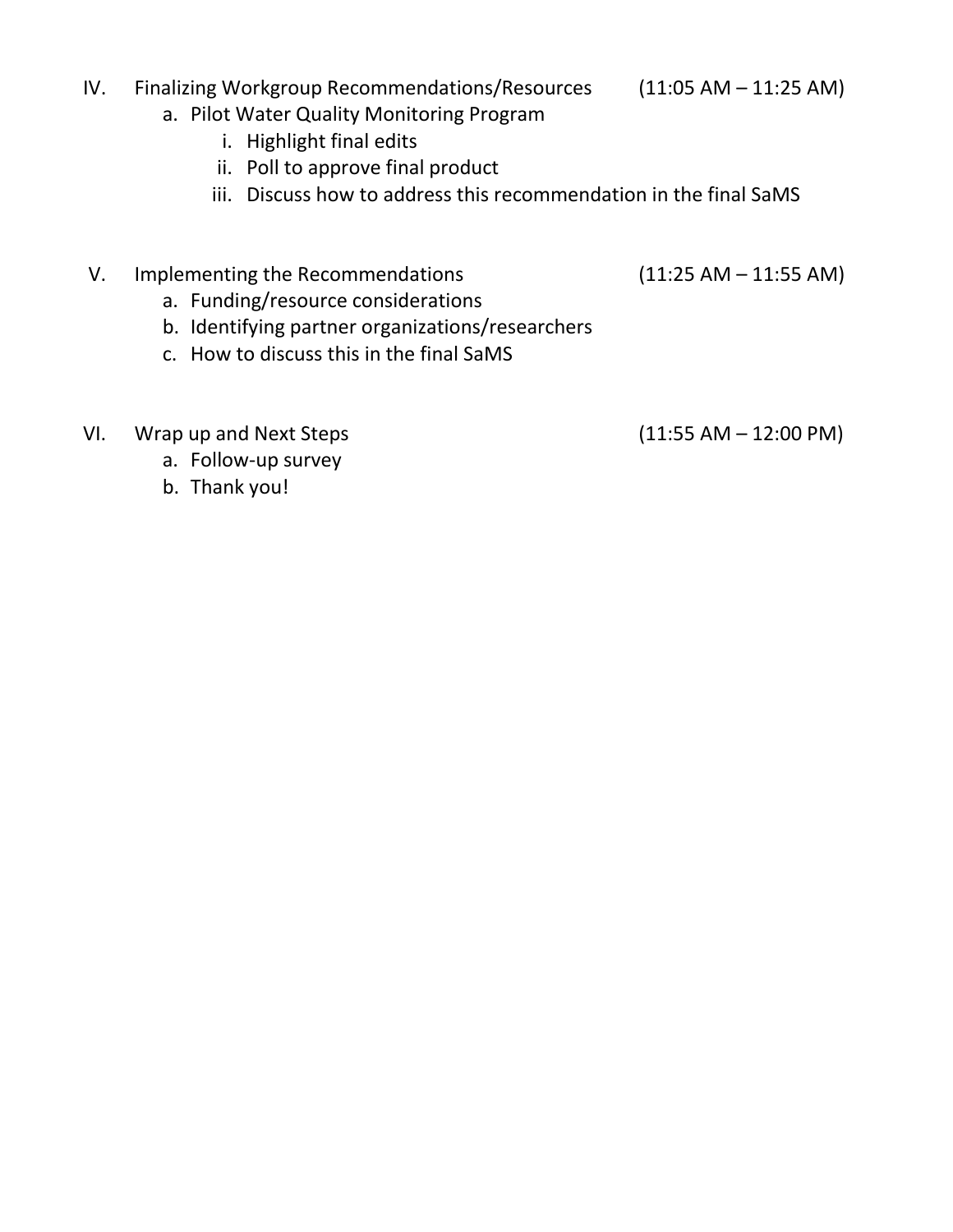IV. Finalizing Workgroup Recommendations/Resources (11:05 AM – 11:25 AM)

   a. Pilot Water Quality Monitoring Program

      i. Highlight final edits

      ii. Poll to approve final product

      iii. Discuss how to address this recommendation in the final SaMS

V. Implementing the Recommendations (11:25 AM – 11:55 AM)

   a. Funding/resource considerations

   b. Identifying partner organizations/researchers

   c. How to discuss this in the final SaMS

VI. Wrap up and Next Steps (11:55 AM – 12:00 PM)

   a. Follow-up survey

   b. Thank you!